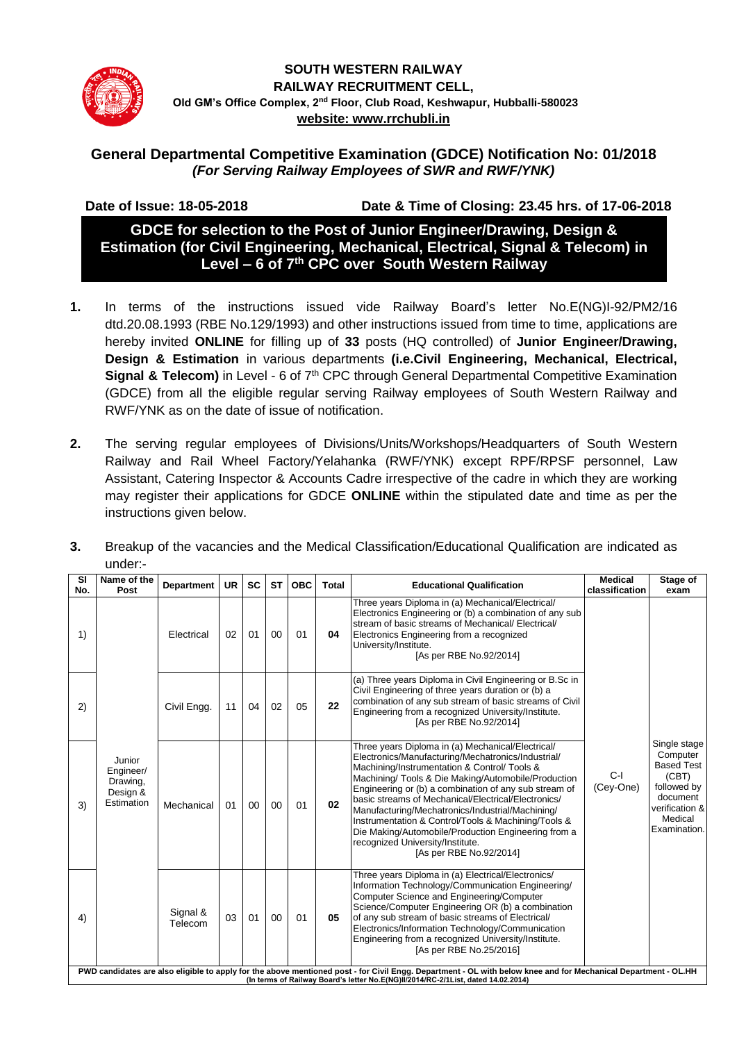**SOUTH WESTERN RAILWAY**
**RAILWAY RECRUITMENT CELL,**
**Old GM's Office Complex, 2nd Floor, Club Road, Keshwapur, Hubballi-580023**
**website: www.rrchubli.in**

## General Departmental Competitive Examination (GDCE) Notification No: 01/2018
***(For Serving Railway Employees of SWR and RWF/YNK)***

**Date of Issue: 18-05-2018** **Date & Time of Closing: 23.45 hrs. of 17-06-2018**

## GDCE for selection to the Post of Junior Engineer/Drawing, Design & Estimation (for Civil Engineering, Mechanical, Electrical, Signal & Telecom) in Level – 6 of 7th CPC over South Western Railway

1. In terms of the instructions issued vide Railway Board's letter No.E(NG)I-92/PM2/16 dtd.20.08.1993 (RBE No.129/1993) and other instructions issued from time to time, applications are hereby invited **ONLINE** for filling up of **33** posts (HQ controlled) of **Junior Engineer/Drawing, Design & Estimation** in various departments **(i.e.Civil Engineering, Mechanical, Electrical, Signal & Telecom)** in Level - 6 of 7th CPC through General Departmental Competitive Examination (GDCE) from all the eligible regular serving Railway employees of South Western Railway and RWF/YNK as on the date of issue of notification.

2. The serving regular employees of Divisions/Units/Workshops/Headquarters of South Western Railway and Rail Wheel Factory/Yelahanka (RWF/YNK) except RPF/RPSF personnel, Law Assistant, Catering Inspector & Accounts Cadre irrespective of the cadre in which they are working may register their applications for GDCE **ONLINE** within the stipulated date and time as per the instructions given below.

3. Breakup of the vacancies and the Medical Classification/Educational Qualification are indicated as under:-

| Sl No. | Name of the Post | Department | UR | SC | ST | OBC | Total | Educational Qualification | Medical classification | Stage of exam |
|---|---|---|---|---|---|---|---|---|---|---|
| 1) | Junior Engineer/ Drawing, Design & Estimation | Electrical | 02 | 01 | 00 | 01 | **04** | Three years Diploma in (a) Mechanical/Electrical/ Electronics Engineering or (b) a combination of any sub stream of basic streams of Mechanical/ Electrical/ Electronics Engineering from a recognized University/Institute. [As per RBE No.92/2014] | C-I (Cey-One) | Single stage Computer Based Test (CBT) followed by document verification & Medical Examination. |
| 2) | | Civil Engg. | 11 | 04 | 02 | 05 | **22** | (a) Three years Diploma in Civil Engineering or B.Sc in Civil Engineering of three years duration or (b) a combination of any sub stream of basic streams of Civil Engineering from a recognized University/Institute. [As per RBE No.92/2014] | | |
| 3) | | Mechanical | 01 | 00 | 00 | 01 | **02** | Three years Diploma in (a) Mechanical/Electrical/ Electronics/Manufacturing/Mechatronics/Industrial/ Machining/Instrumentation & Control/ Tools & Machining/ Tools & Die Making/Automobile/Production Engineering or (b) a combination of any sub stream of basic streams of Mechanical/Electrical/Electronics/ Manufacturing/Mechatronics/Industrial/Machining/ Instrumentation & Control/Tools & Machining/Tools & Die Making/Automobile/Production Engineering from a recognized University/Institute. [As per RBE No.92/2014] | | |
| 4) | | Signal & Telecom | 03 | 01 | 00 | 01 | **05** | Three years Diploma in (a) Electrical/Electronics/ Information Technology/Communication Engineering/ Computer Science and Engineering/Computer Science/Computer Engineering OR (b) a combination of any sub stream of basic streams of Electrical/ Electronics/Information Technology/Communication Engineering from a recognized University/Institute. [As per RBE No.25/2016] | | |
| **PWD candidates are also eligible to apply for the above mentioned post - for Civil Engg. Department - OL with below knee and for Mechanical Department - OL.HH (In terms of Railway Board's letter No.E(NG)II/2014/RC-2/1List, dated 14.02.2014)** | | | | | | | | | | |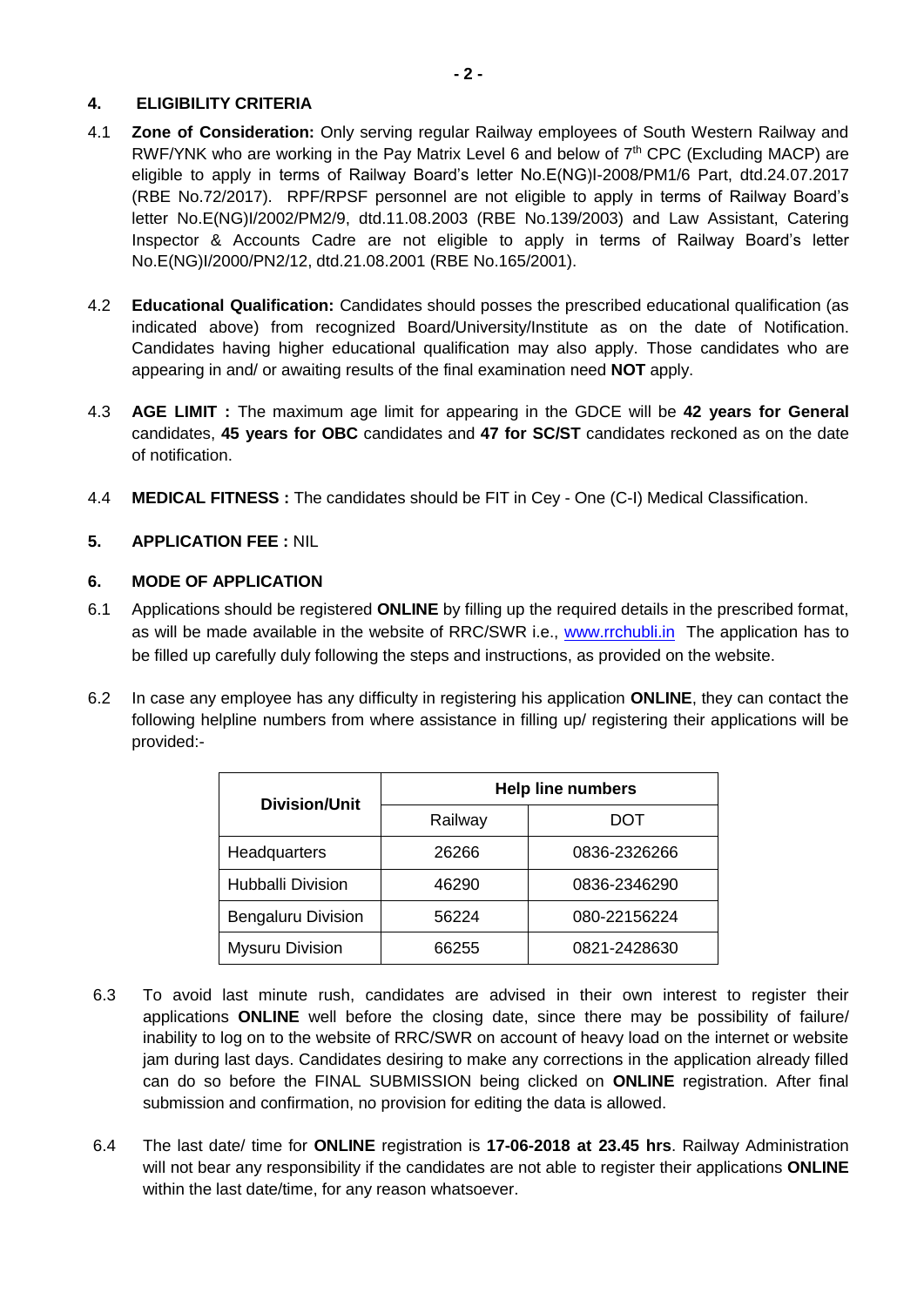## 4. ELIGIBILITY CRITERIA

4.1 **Zone of Consideration:** Only serving regular Railway employees of South Western Railway and RWF/YNK who are working in the Pay Matrix Level 6 and below of 7th CPC (Excluding MACP) are eligible to apply in terms of Railway Board's letter No.E(NG)I-2008/PM1/6 Part, dtd.24.07.2017 (RBE No.72/2017). RPF/RPSF personnel are not eligible to apply in terms of Railway Board's letter No.E(NG)I/2002/PM2/9, dtd.11.08.2003 (RBE No.139/2003) and Law Assistant, Catering Inspector & Accounts Cadre are not eligible to apply in terms of Railway Board's letter No.E(NG)I/2000/PN2/12, dtd.21.08.2001 (RBE No.165/2001).

4.2 **Educational Qualification:** Candidates should posses the prescribed educational qualification (as indicated above) from recognized Board/University/Institute as on the date of Notification. Candidates having higher educational qualification may also apply. Those candidates who are appearing in and/ or awaiting results of the final examination need **NOT** apply.

4.3 **AGE LIMIT :** The maximum age limit for appearing in the GDCE will be **42 years for General** candidates, **45 years for OBC** candidates and **47 for SC/ST** candidates reckoned as on the date of notification.

4.4 **MEDICAL FITNESS :** The candidates should be FIT in Cey - One (C-I) Medical Classification.

## 5. APPLICATION FEE : NIL

## 6. MODE OF APPLICATION

6.1 Applications should be registered **ONLINE** by filling up the required details in the prescribed format, as will be made available in the website of RRC/SWR i.e., www.rrchubli.in The application has to be filled up carefully duly following the steps and instructions, as provided on the website.

6.2 In case any employee has any difficulty in registering his application **ONLINE**, they can contact the following helpline numbers from where assistance in filling up/ registering their applications will be provided:-

| Division/Unit | Help line numbers | |
|---|---|---|
| | Railway | DOT |
| Headquarters | 26266 | 0836-2326266 |
| Hubballi Division | 46290 | 0836-2346290 |
| Bengaluru Division | 56224 | 080-22156224 |
| Mysuru Division | 66255 | 0821-2428630 |

6.3 To avoid last minute rush, candidates are advised in their own interest to register their applications **ONLINE** well before the closing date, since there may be possibility of failure/ inability to log on to the website of RRC/SWR on account of heavy load on the internet or website jam during last days. Candidates desiring to make any corrections in the application already filled can do so before the FINAL SUBMISSION being clicked on **ONLINE** registration. After final submission and confirmation, no provision for editing the data is allowed.

6.4 The last date/ time for **ONLINE** registration is **17-06-2018 at 23.45 hrs**. Railway Administration will not bear any responsibility if the candidates are not able to register their applications **ONLINE** within the last date/time, for any reason whatsoever.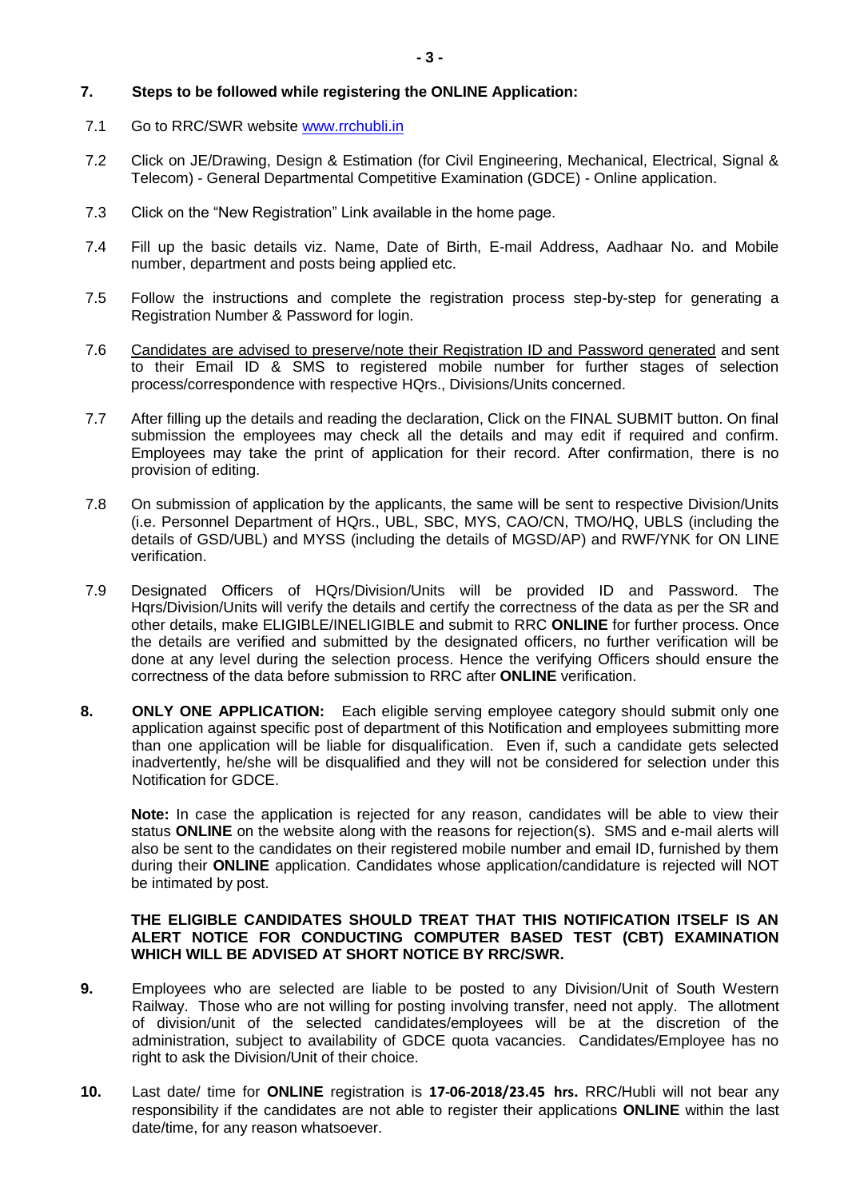## 7. Steps to be followed while registering the ONLINE Application:

7.1 Go to RRC/SWR website www.rrchubli.in

7.2 Click on JE/Drawing, Design & Estimation (for Civil Engineering, Mechanical, Electrical, Signal & Telecom) - General Departmental Competitive Examination (GDCE) - Online application.

7.3 Click on the "New Registration" Link available in the home page.

7.4 Fill up the basic details viz. Name, Date of Birth, E-mail Address, Aadhaar No. and Mobile number, department and posts being applied etc.

7.5 Follow the instructions and complete the registration process step-by-step for generating a Registration Number & Password for login.

7.6 Candidates are advised to preserve/note their Registration ID and Password generated and sent to their Email ID & SMS to registered mobile number for further stages of selection process/correspondence with respective HQrs., Divisions/Units concerned.

7.7 After filling up the details and reading the declaration, Click on the FINAL SUBMIT button. On final submission the employees may check all the details and may edit if required and confirm. Employees may take the print of application for their record. After confirmation, there is no provision of editing.

7.8 On submission of application by the applicants, the same will be sent to respective Division/Units (i.e. Personnel Department of HQrs., UBL, SBC, MYS, CAO/CN, TMO/HQ, UBLS (including the details of GSD/UBL) and MYSS (including the details of MGSD/AP) and RWF/YNK for ON LINE verification.

7.9 Designated Officers of HQrs/Division/Units will be provided ID and Password. The Hqrs/Division/Units will verify the details and certify the correctness of the data as per the SR and other details, make ELIGIBLE/INELIGIBLE and submit to RRC **ONLINE** for further process. Once the details are verified and submitted by the designated officers, no further verification will be done at any level during the selection process. Hence the verifying Officers should ensure the correctness of the data before submission to RRC after **ONLINE** verification.

**8. ONLY ONE APPLICATION:** Each eligible serving employee category should submit only one application against specific post of department of this Notification and employees submitting more than one application will be liable for disqualification. Even if, such a candidate gets selected inadvertently, he/she will be disqualified and they will not be considered for selection under this Notification for GDCE.

**Note:** In case the application is rejected for any reason, candidates will be able to view their status **ONLINE** on the website along with the reasons for rejection(s). SMS and e-mail alerts will also be sent to the candidates on their registered mobile number and email ID, furnished by them during their **ONLINE** application. Candidates whose application/candidature is rejected will NOT be intimated by post.

**THE ELIGIBLE CANDIDATES SHOULD TREAT THAT THIS NOTIFICATION ITSELF IS AN ALERT NOTICE FOR CONDUCTING COMPUTER BASED TEST (CBT) EXAMINATION WHICH WILL BE ADVISED AT SHORT NOTICE BY RRC/SWR.**

**9.** Employees who are selected are liable to be posted to any Division/Unit of South Western Railway. Those who are not willing for posting involving transfer, need not apply. The allotment of division/unit of the selected candidates/employees will be at the discretion of the administration, subject to availability of GDCE quota vacancies. Candidates/Employee has no right to ask the Division/Unit of their choice.

**10.** Last date/ time for **ONLINE** registration is **17-06-2018/23.45 hrs.** RRC/Hubli will not bear any responsibility if the candidates are not able to register their applications **ONLINE** within the last date/time, for any reason whatsoever.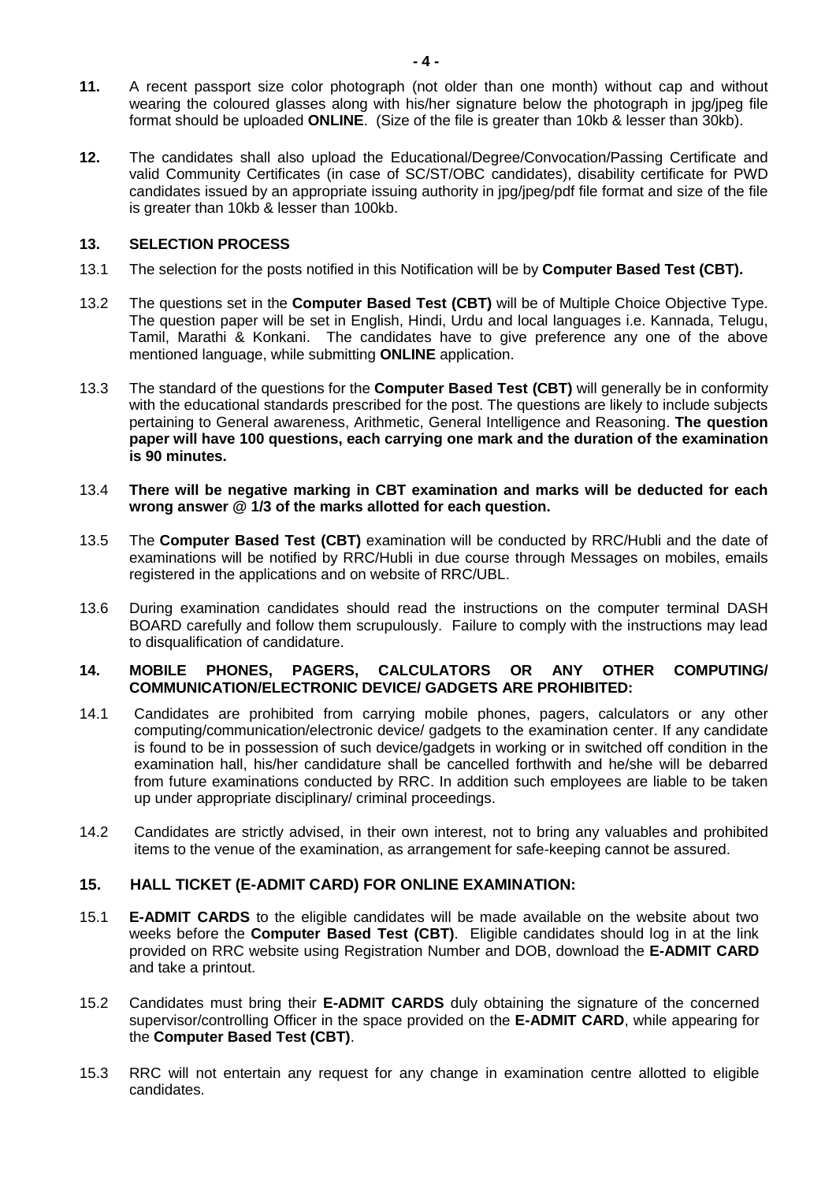**11.** A recent passport size color photograph (not older than one month) without cap and without wearing the coloured glasses along with his/her signature below the photograph in jpg/jpeg file format should be uploaded **ONLINE**. (Size of the file is greater than 10kb & lesser than 30kb).

**12.** The candidates shall also upload the Educational/Degree/Convocation/Passing Certificate and valid Community Certificates (in case of SC/ST/OBC candidates), disability certificate for PWD candidates issued by an appropriate issuing authority in jpg/jpeg/pdf file format and size of the file is greater than 10kb & lesser than 100kb.

## 13. SELECTION PROCESS

13.1 The selection for the posts notified in this Notification will be by **Computer Based Test (CBT).**

13.2 The questions set in the **Computer Based Test (CBT)** will be of Multiple Choice Objective Type. The question paper will be set in English, Hindi, Urdu and local languages i.e. Kannada, Telugu, Tamil, Marathi & Konkani. The candidates have to give preference any one of the above mentioned language, while submitting **ONLINE** application.

13.3 The standard of the questions for the **Computer Based Test (CBT)** will generally be in conformity with the educational standards prescribed for the post. The questions are likely to include subjects pertaining to General awareness, Arithmetic, General Intelligence and Reasoning. **The question paper will have 100 questions, each carrying one mark and the duration of the examination is 90 minutes.**

13.4 **There will be negative marking in CBT examination and marks will be deducted for each wrong answer @ 1/3 of the marks allotted for each question.**

13.5 The **Computer Based Test (CBT)** examination will be conducted by RRC/Hubli and the date of examinations will be notified by RRC/Hubli in due course through Messages on mobiles, emails registered in the applications and on website of RRC/UBL.

13.6 During examination candidates should read the instructions on the computer terminal DASH BOARD carefully and follow them scrupulously. Failure to comply with the instructions may lead to disqualification of candidature.

## 14. MOBILE PHONES, PAGERS, CALCULATORS OR ANY OTHER COMPUTING/ COMMUNICATION/ELECTRONIC DEVICE/ GADGETS ARE PROHIBITED:

14.1 Candidates are prohibited from carrying mobile phones, pagers, calculators or any other computing/communication/electronic device/ gadgets to the examination center. If any candidate is found to be in possession of such device/gadgets in working or in switched off condition in the examination hall, his/her candidature shall be cancelled forthwith and he/she will be debarred from future examinations conducted by RRC. In addition such employees are liable to be taken up under appropriate disciplinary/ criminal proceedings.

14.2 Candidates are strictly advised, in their own interest, not to bring any valuables and prohibited items to the venue of the examination, as arrangement for safe-keeping cannot be assured.

## 15. HALL TICKET (E-ADMIT CARD) FOR ONLINE EXAMINATION:

15.1 **E-ADMIT CARDS** to the eligible candidates will be made available on the website about two weeks before the **Computer Based Test (CBT)**. Eligible candidates should log in at the link provided on RRC website using Registration Number and DOB, download the **E-ADMIT CARD** and take a printout.

15.2 Candidates must bring their **E-ADMIT CARDS** duly obtaining the signature of the concerned supervisor/controlling Officer in the space provided on the **E-ADMIT CARD**, while appearing for the **Computer Based Test (CBT)**.

15.3 RRC will not entertain any request for any change in examination centre allotted to eligible candidates.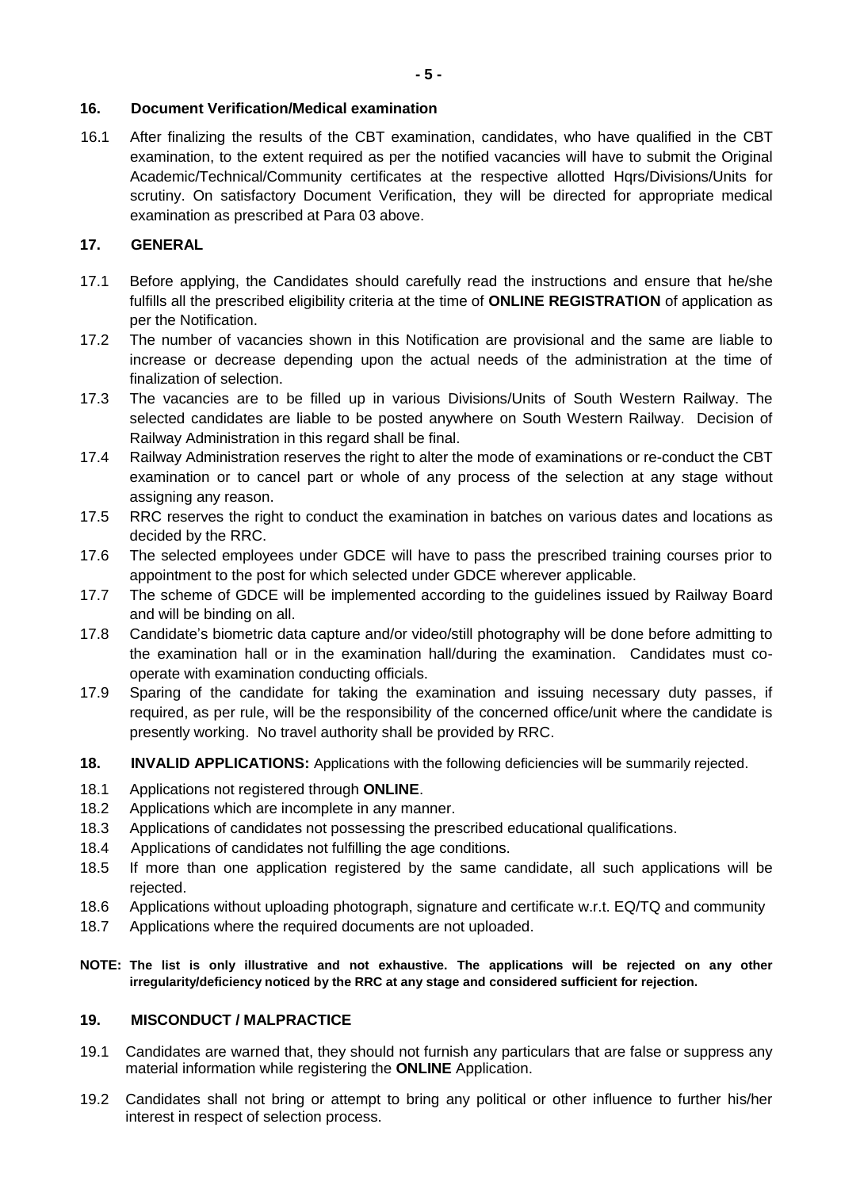## 16. Document Verification/Medical examination

16.1 After finalizing the results of the CBT examination, candidates, who have qualified in the CBT examination, to the extent required as per the notified vacancies will have to submit the Original Academic/Technical/Community certificates at the respective allotted Hqrs/Divisions/Units for scrutiny. On satisfactory Document Verification, they will be directed for appropriate medical examination as prescribed at Para 03 above.

## 17. GENERAL

17.1 Before applying, the Candidates should carefully read the instructions and ensure that he/she fulfills all the prescribed eligibility criteria at the time of **ONLINE REGISTRATION** of application as per the Notification.

17.2 The number of vacancies shown in this Notification are provisional and the same are liable to increase or decrease depending upon the actual needs of the administration at the time of finalization of selection.

17.3 The vacancies are to be filled up in various Divisions/Units of South Western Railway. The selected candidates are liable to be posted anywhere on South Western Railway. Decision of Railway Administration in this regard shall be final.

17.4 Railway Administration reserves the right to alter the mode of examinations or re-conduct the CBT examination or to cancel part or whole of any process of the selection at any stage without assigning any reason.

17.5 RRC reserves the right to conduct the examination in batches on various dates and locations as decided by the RRC.

17.6 The selected employees under GDCE will have to pass the prescribed training courses prior to appointment to the post for which selected under GDCE wherever applicable.

17.7 The scheme of GDCE will be implemented according to the guidelines issued by Railway Board and will be binding on all.

17.8 Candidate's biometric data capture and/or video/still photography will be done before admitting to the examination hall or in the examination hall/during the examination. Candidates must co-operate with examination conducting officials.

17.9 Sparing of the candidate for taking the examination and issuing necessary duty passes, if required, as per rule, will be the responsibility of the concerned office/unit where the candidate is presently working. No travel authority shall be provided by RRC.

## 18. INVALID APPLICATIONS: Applications with the following deficiencies will be summarily rejected.

18.1 Applications not registered through **ONLINE**.

18.2 Applications which are incomplete in any manner.

18.3 Applications of candidates not possessing the prescribed educational qualifications.

18.4 Applications of candidates not fulfilling the age conditions.

18.5 If more than one application registered by the same candidate, all such applications will be rejected.

18.6 Applications without uploading photograph, signature and certificate w.r.t. EQ/TQ and community

18.7 Applications where the required documents are not uploaded.

**NOTE: The list is only illustrative and not exhaustive. The applications will be rejected on any other irregularity/deficiency noticed by the RRC at any stage and considered sufficient for rejection.**

## 19. MISCONDUCT / MALPRACTICE

19.1 Candidates are warned that, they should not furnish any particulars that are false or suppress any material information while registering the **ONLINE** Application.

19.2 Candidates shall not bring or attempt to bring any political or other influence to further his/her interest in respect of selection process.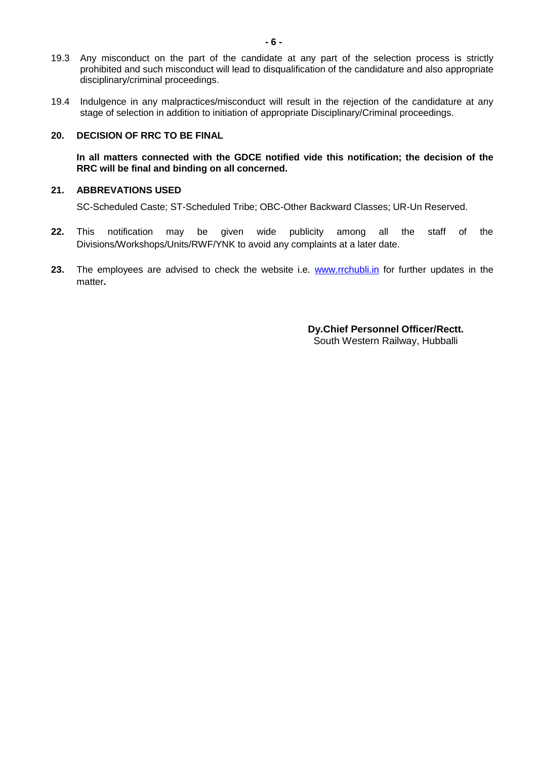19.3 Any misconduct on the part of the candidate at any part of the selection process is strictly prohibited and such misconduct will lead to disqualification of the candidature and also appropriate disciplinary/criminal proceedings.

19.4 Indulgence in any malpractices/misconduct will result in the rejection of the candidature at any stage of selection in addition to initiation of appropriate Disciplinary/Criminal proceedings.

## 20. DECISION OF RRC TO BE FINAL

**In all matters connected with the GDCE notified vide this notification; the decision of the RRC will be final and binding on all concerned.**

## 21. ABBREVATIONS USED

SC-Scheduled Caste; ST-Scheduled Tribe; OBC-Other Backward Classes; UR-Un Reserved.

**22.** This notification may be given wide publicity among all the staff of the Divisions/Workshops/Units/RWF/YNK to avoid any complaints at a later date.

**23.** The employees are advised to check the website i.e. www.rrchubli.in for further updates in the matter**.**

**Dy.Chief Personnel Officer/Rectt.**
South Western Railway, Hubballi